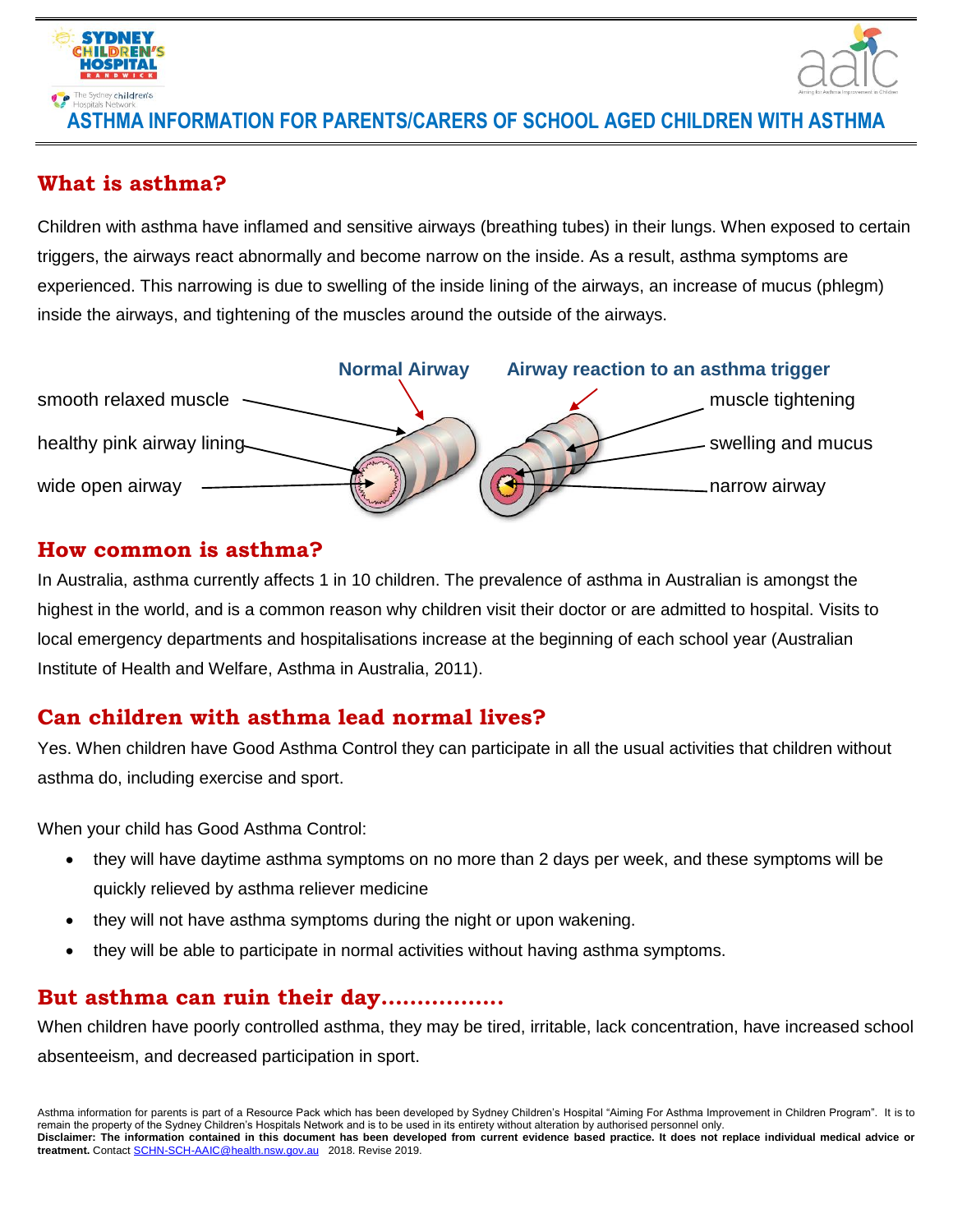# ASTHMA INFORMATION FOR PARENTS/CARERS OF SCHOOL AGED CHILDREN WITH ASTHMA

## What is asthma?

Children with asthma have inflamed and sensitive airways (breathing tubes) in their lungs. When exposed to certain triggers, the airways react abnormally and become narrow on the inside. As a result, asthma symptoms are experienced. This narrowing is due to swelling of the inside lining of the airways, an increase of mucus (phlegm) inside the airways, and tightening of the muscles around the outside of the airways.

Normal Airway — smooth relaxed muscle, healthy pink airway lining, wide open airway

Airway reaction to an asthma trigger — muscle tightening, swelling and mucus, narrow airway

## How common is asthma?

In Australia, asthma currently affects 1 in 10 children. The prevalence of asthma in Australian is amongst the highest in the world, and is a common reason why children visit their doctor or are admitted to hospital. Visits to local emergency departments and hospitalisations increase at the beginning of each school year (Australian Institute of Health and Welfare, Asthma in Australia, 2011).

## Can children with asthma lead normal lives?

Yes. When children have Good Asthma Control they can participate in all the usual activities that children without asthma do, including exercise and sport.

When your child has Good Asthma Control:

- they will have daytime asthma symptoms on no more than 2 days per week, and these symptoms will be quickly relieved by asthma reliever medicine
- they will not have asthma symptoms during the night or upon wakening.
- they will be able to participate in normal activities without having asthma symptoms.

## But asthma can ruin their day.................

When children have poorly controlled asthma, they may be tired, irritable, lack concentration, have increased school absenteeism, and decreased participation in sport.

Asthma information for parents is part of a Resource Pack which has been developed by Sydney Children's Hospital "Aiming For Asthma Improvement in Children Program". It is to remain the property of the Sydney Children's Hospitals Network and is to be used in its entirety without alteration by authorised personnel only.
**Disclaimer: The information contained in this document has been developed from current evidence based practice. It does not replace individual medical advice or treatment.** Contact SCHN-SCH-AAIC@health.nsw.gov.au 2018. Revise 2019.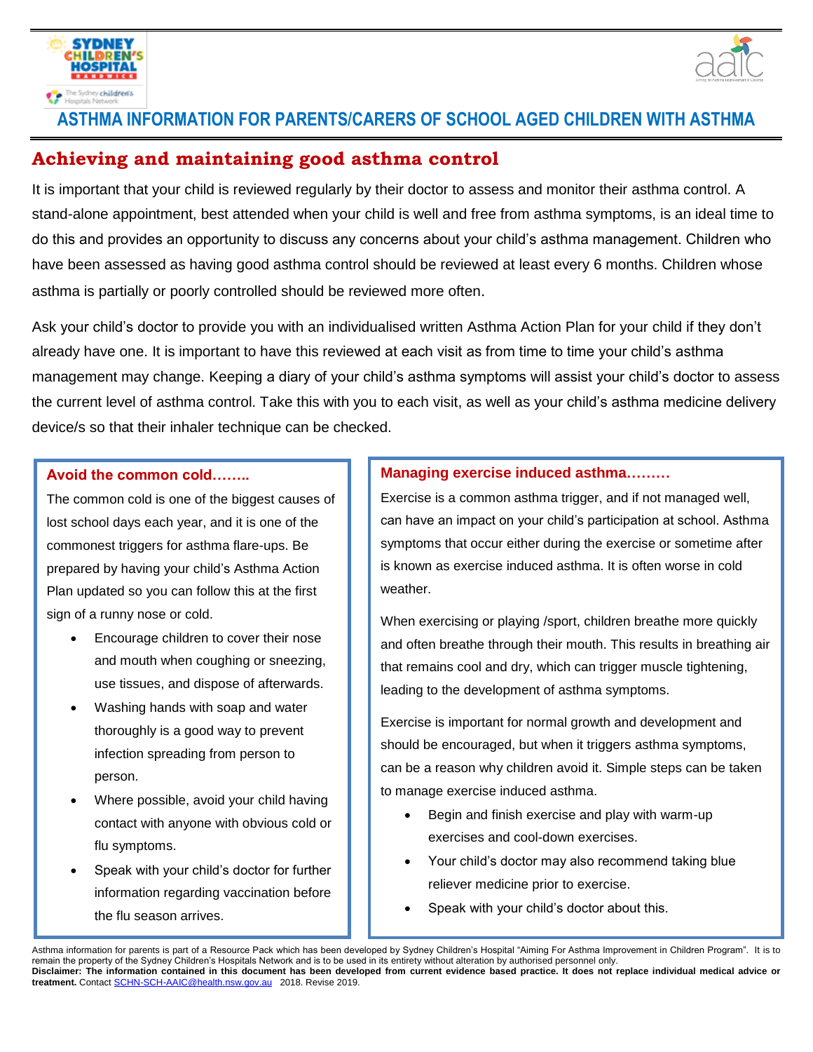# ASTHMA INFORMATION FOR PARENTS/CARERS OF SCHOOL AGED CHILDREN WITH ASTHMA

## Achieving and maintaining good asthma control

It is important that your child is reviewed regularly by their doctor to assess and monitor their asthma control. A stand-alone appointment, best attended when your child is well and free from asthma symptoms, is an ideal time to do this and provides an opportunity to discuss any concerns about your child's asthma management. Children who have been assessed as having good asthma control should be reviewed at least every 6 months. Children whose asthma is partially or poorly controlled should be reviewed more often.

Ask your child's doctor to provide you with an individualised written Asthma Action Plan for your child if they don't already have one. It is important to have this reviewed at each visit as from time to time your child's asthma management may change. Keeping a diary of your child's asthma symptoms will assist your child's doctor to assess the current level of asthma control. Take this with you to each visit, as well as your child's asthma medicine delivery device/s so that their inhaler technique can be checked.

### Avoid the common cold……..

The common cold is one of the biggest causes of lost school days each year, and it is one of the commonest triggers for asthma flare-ups. Be prepared by having your child's Asthma Action Plan updated so you can follow this at the first sign of a runny nose or cold.

- Encourage children to cover their nose and mouth when coughing or sneezing, use tissues, and dispose of afterwards.
- Washing hands with soap and water thoroughly is a good way to prevent infection spreading from person to person.
- Where possible, avoid your child having contact with anyone with obvious cold or flu symptoms.
- Speak with your child's doctor for further information regarding vaccination before the flu season arrives.

### Managing exercise induced asthma………

Exercise is a common asthma trigger, and if not managed well, can have an impact on your child's participation at school. Asthma symptoms that occur either during the exercise or sometime after is known as exercise induced asthma. It is often worse in cold weather.

When exercising or playing /sport, children breathe more quickly and often breathe through their mouth. This results in breathing air that remains cool and dry, which can trigger muscle tightening, leading to the development of asthma symptoms.

Exercise is important for normal growth and development and should be encouraged, but when it triggers asthma symptoms, can be a reason why children avoid it. Simple steps can be taken to manage exercise induced asthma.

- Begin and finish exercise and play with warm-up exercises and cool-down exercises.
- Your child's doctor may also recommend taking blue reliever medicine prior to exercise.
- Speak with your child's doctor about this.

Asthma information for parents is part of a Resource Pack which has been developed by Sydney Children's Hospital "Aiming For Asthma Improvement in Children Program". It is to remain the property of the Sydney Children's Hospitals Network and is to be used in its entirety without alteration by authorised personnel only.

**Disclaimer: The information contained in this document has been developed from current evidence based practice. It does not replace individual medical advice or treatment.** Contact SCHN-SCH-AAIC@health.nsw.gov.au 2018. Revise 2019.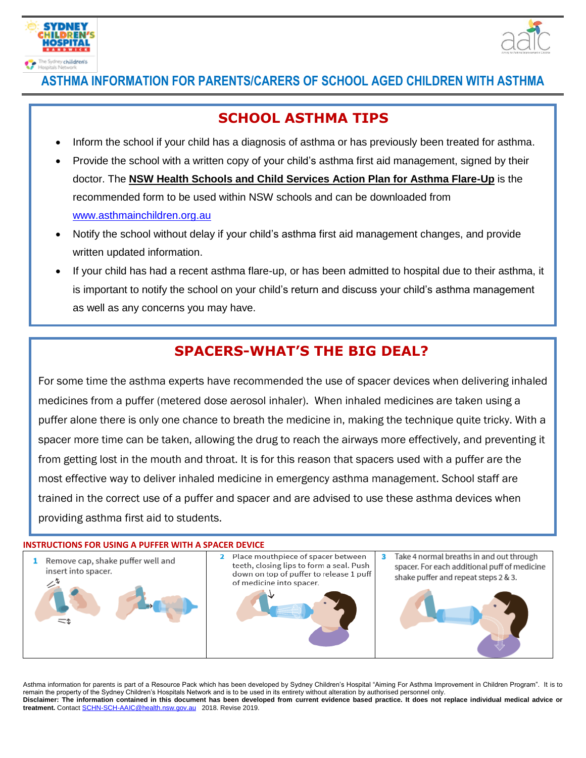# ASTHMA INFORMATION FOR PARENTS/CARERS OF SCHOOL AGED CHILDREN WITH ASTHMA

## SCHOOL ASTHMA TIPS

- Inform the school if your child has a diagnosis of asthma or has previously been treated for asthma.
- Provide the school with a written copy of your child's asthma first aid management, signed by their doctor. The **NSW Health Schools and Child Services Action Plan for Asthma Flare-Up** is the recommended form to be used within NSW schools and can be downloaded from www.asthmainchildren.org.au
- Notify the school without delay if your child's asthma first aid management changes, and provide written updated information.
- If your child has had a recent asthma flare-up, or has been admitted to hospital due to their asthma, it is important to notify the school on your child's return and discuss your child's asthma management as well as any concerns you may have.

## SPACERS-WHAT'S THE BIG DEAL?

For some time the asthma experts have recommended the use of spacer devices when delivering inhaled medicines from a puffer (metered dose aerosol inhaler). When inhaled medicines are taken using a puffer alone there is only one chance to breath the medicine in, making the technique quite tricky. With a spacer more time can be taken, allowing the drug to reach the airways more effectively, and preventing it from getting lost in the mouth and throat. It is for this reason that spacers used with a puffer are the most effective way to deliver inhaled medicine in emergency asthma management. School staff are trained in the correct use of a puffer and spacer and are advised to use these asthma devices when providing asthma first aid to students.

### INSTRUCTIONS FOR USING A PUFFER WITH A SPACER DEVICE

1. Remove cap, shake puffer well and insert into spacer.
2. Place mouthpiece of spacer between teeth, closing lips to form a seal. Push down on top of puffer to release 1 puff of medicine into spacer.
3. Take 4 normal breaths in and out through spacer. For each additional puff of medicine shake puffer and repeat steps 2 & 3.

Asthma information for parents is part of a Resource Pack which has been developed by Sydney Children's Hospital "Aiming For Asthma Improvement in Children Program". It is to remain the property of the Sydney Children's Hospitals Network and is to be used in its entirety without alteration by authorised personnel only.
**Disclaimer: The information contained in this document has been developed from current evidence based practice. It does not replace individual medical advice or treatment.** Contact SCHN-SCH-AAIC@health.nsw.gov.au 2018. Revise 2019.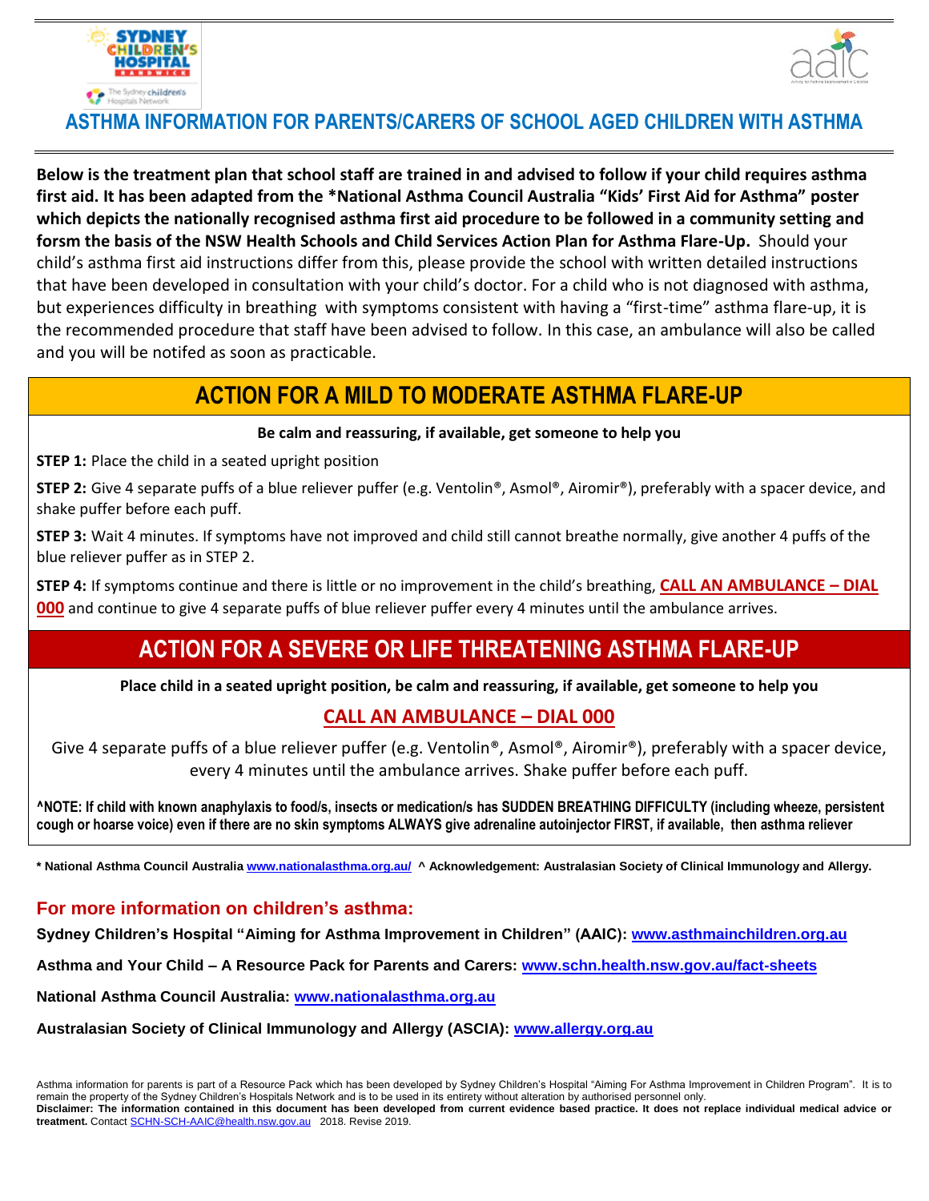# ASTHMA INFORMATION FOR PARENTS/CARERS OF SCHOOL AGED CHILDREN WITH ASTHMA

**Below is the treatment plan that school staff are trained in and advised to follow if your child requires asthma first aid. It has been adapted from the *National Asthma Council Australia "Kids' First Aid for Asthma" poster which depicts the nationally recognised asthma first aid procedure to be followed in a community setting and forsm the basis of the NSW Health Schools and Child Services Action Plan for Asthma Flare-Up.** Should your child's asthma first aid instructions differ from this, please provide the school with written detailed instructions that have been developed in consultation with your child's doctor. For a child who is not diagnosed with asthma, but experiences difficulty in breathing with symptoms consistent with having a "first-time" asthma flare-up, it is the recommended procedure that staff have been advised to follow. In this case, an ambulance will also be called and you will be notifed as soon as practicable.

## ACTION FOR A MILD TO MODERATE ASTHMA FLARE-UP

**Be calm and reassuring, if available, get someone to help you**

**STEP 1:** Place the child in a seated upright position

**STEP 2:** Give 4 separate puffs of a blue reliever puffer (e.g. Ventolin®, Asmol®, Airomir®), preferably with a spacer device, and shake puffer before each puff.

**STEP 3:** Wait 4 minutes. If symptoms have not improved and child still cannot breathe normally, give another 4 puffs of the blue reliever puffer as in STEP 2.

**STEP 4:** If symptoms continue and there is little or no improvement in the child's breathing, **CALL AN AMBULANCE – DIAL 000** and continue to give 4 separate puffs of blue reliever puffer every 4 minutes until the ambulance arrives.

## ACTION FOR A SEVERE OR LIFE THREATENING ASTHMA FLARE-UP

**Place child in a seated upright position, be calm and reassuring, if available, get someone to help you**

**CALL AN AMBULANCE – DIAL 000**

Give 4 separate puffs of a blue reliever puffer (e.g. Ventolin®, Asmol®, Airomir®), preferably with a spacer device, every 4 minutes until the ambulance arrives. Shake puffer before each puff.

**^NOTE: If child with known anaphylaxis to food/s, insects or medication/s has SUDDEN BREATHING DIFFICULTY (including wheeze, persistent cough or hoarse voice) even if there are no skin symptoms ALWAYS give adrenaline autoinjector FIRST, if available, then asthma reliever**

**\* National Asthma Council Australia www.nationalasthma.org.au/ ^ Acknowledgement: Australasian Society of Clinical Immunology and Allergy.**

### For more information on children's asthma:

**Sydney Children's Hospital "Aiming for Asthma Improvement in Children" (AAIC): www.asthmainchildren.org.au**

**Asthma and Your Child – A Resource Pack for Parents and Carers: www.schn.health.nsw.gov.au/fact-sheets**

**National Asthma Council Australia: www.nationalasthma.org.au**

**Australasian Society of Clinical Immunology and Allergy (ASCIA): www.allergy.org.au**

Asthma information for parents is part of a Resource Pack which has been developed by Sydney Children's Hospital "Aiming For Asthma Improvement in Children Program". It is to remain the property of the Sydney Children's Hospitals Network and is to be used in its entirety without alteration by authorised personnel only.
**Disclaimer: The information contained in this document has been developed from current evidence based practice. It does not replace individual medical advice or treatment.** Contact SCHN-SCH-AAIC@health.nsw.gov.au 2018. Revise 2019.